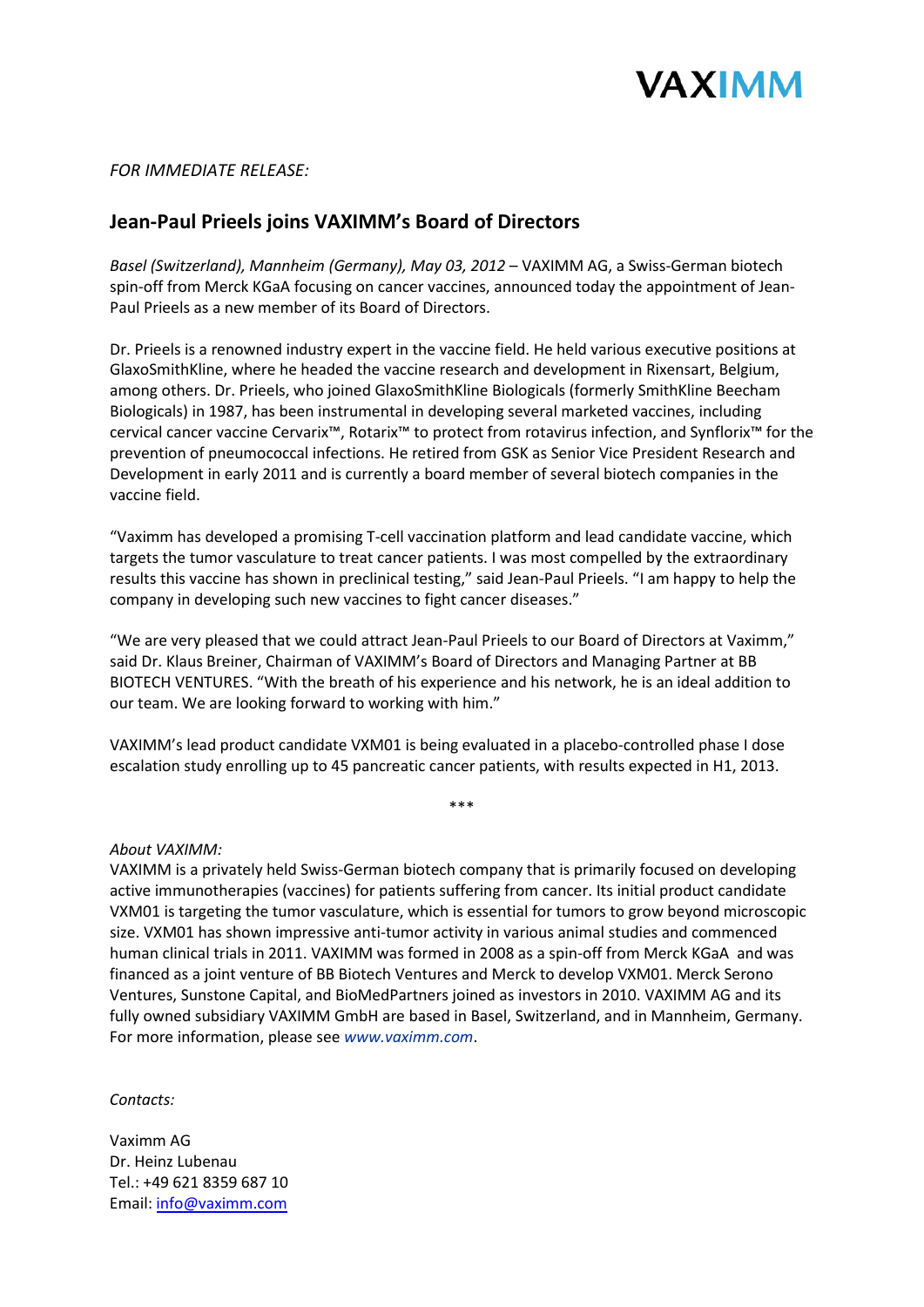VAXIMM

*FOR IMMEDIATE RELEASE:*

## Jean-Paul Prieels joins VAXIMM's Board of Directors

*Basel (Switzerland), Mannheim (Germany), May 03, 2012* – VAXIMM AG, a Swiss-German biotech spin-off from Merck KGaA focusing on cancer vaccines, announced today the appointment of Jean-Paul Prieels as a new member of its Board of Directors.

Dr. Prieels is a renowned industry expert in the vaccine field. He held various executive positions at GlaxoSmithKline, where he headed the vaccine research and development in Rixensart, Belgium, among others. Dr. Prieels, who joined GlaxoSmithKline Biologicals (formerly SmithKline Beecham Biologicals) in 1987, has been instrumental in developing several marketed vaccines, including cervical cancer vaccine Cervarix™, Rotarix™ to protect from rotavirus infection, and Synflorix™ for the prevention of pneumococcal infections. He retired from GSK as Senior Vice President Research and Development in early 2011 and is currently a board member of several biotech companies in the vaccine field.

"Vaximm has developed a promising T-cell vaccination platform and lead candidate vaccine, which targets the tumor vasculature to treat cancer patients. I was most compelled by the extraordinary results this vaccine has shown in preclinical testing," said Jean-Paul Prieels. "I am happy to help the company in developing such new vaccines to fight cancer diseases."

"We are very pleased that we could attract Jean-Paul Prieels to our Board of Directors at Vaximm," said Dr. Klaus Breiner, Chairman of VAXIMM's Board of Directors and Managing Partner at BB BIOTECH VENTURES. "With the breath of his experience and his network, he is an ideal addition to our team. We are looking forward to working with him."

VAXIMM's lead product candidate VXM01 is being evaluated in a placebo-controlled phase I dose escalation study enrolling up to 45 pancreatic cancer patients, with results expected in H1, 2013.

***

*About VAXIMM:*
VAXIMM is a privately held Swiss-German biotech company that is primarily focused on developing active immunotherapies (vaccines) for patients suffering from cancer. Its initial product candidate VXM01 is targeting the tumor vasculature, which is essential for tumors to grow beyond microscopic size. VXM01 has shown impressive anti-tumor activity in various animal studies and commenced human clinical trials in 2011. VAXIMM was formed in 2008 as a spin-off from Merck KGaA and was financed as a joint venture of BB Biotech Ventures and Merck to develop VXM01. Merck Serono Ventures, Sunstone Capital, and BioMedPartners joined as investors in 2010. VAXIMM AG and its fully owned subsidiary VAXIMM GmbH are based in Basel, Switzerland, and in Mannheim, Germany. For more information, please see *www.vaximm.com*.

*Contacts:*

Vaximm AG
Dr. Heinz Lubenau
Tel.: +49 621 8359 687 10
Email: info@vaximm.com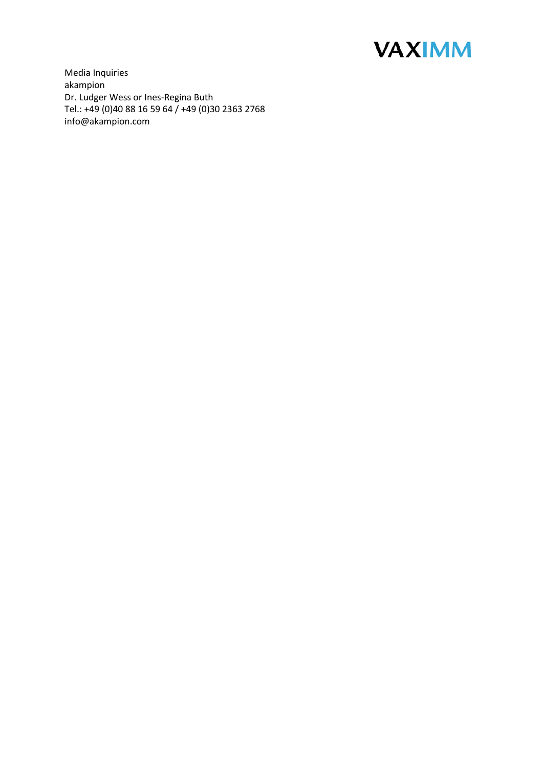Media Inquiries
akampion
Dr. Ludger Wess or Ines-Regina Buth
Tel.: +49 (0)40 88 16 59 64 / +49 (0)30 2363 2768
info@akampion.com